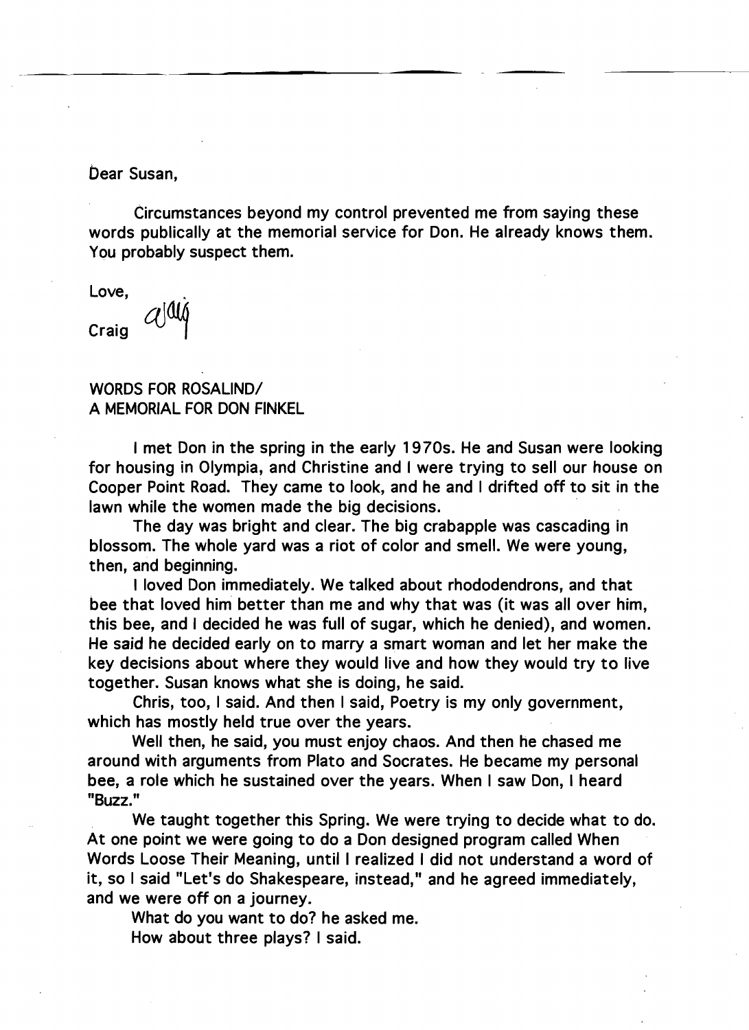Dear Susan,

Circumstances beyond my control prevented me from saying these words publically at the memorial service for Don. He already knows them. You probably suspect them.

Love,

Craig

WORDS FOR ROSALIND/
A MEMORIAL FOR DON FINKEL

I met Don in the spring in the early 1970s. He and Susan were looking for housing in Olympia, and Christine and I were trying to sell our house on Cooper Point Road. They came to look, and he and I drifted off to sit in the lawn while the women made the big decisions.

The day was bright and clear. The big crabapple was cascading in blossom. The whole yard was a riot of color and smell. We were young, then, and beginning.

I loved Don immediately. We talked about rhododendrons, and that bee that loved him better than me and why that was (it was all over him, this bee, and I decided he was full of sugar, which he denied), and women. He said he decided early on to marry a smart woman and let her make the key decisions about where they would live and how they would try to live together. Susan knows what she is doing, he said.

Chris, too, I said. And then I said, Poetry is my only government, which has mostly held true over the years.

Well then, he said, you must enjoy chaos. And then he chased me around with arguments from Plato and Socrates. He became my personal bee, a role which he sustained over the years. When I saw Don, I heard "Buzz."

We taught together this Spring. We were trying to decide what to do. At one point we were going to do a Don designed program called When Words Loose Their Meaning, until I realized I did not understand a word of it, so I said "Let's do Shakespeare, instead," and he agreed immediately, and we were off on a journey.

What do you want to do? he asked me.

How about three plays? I said.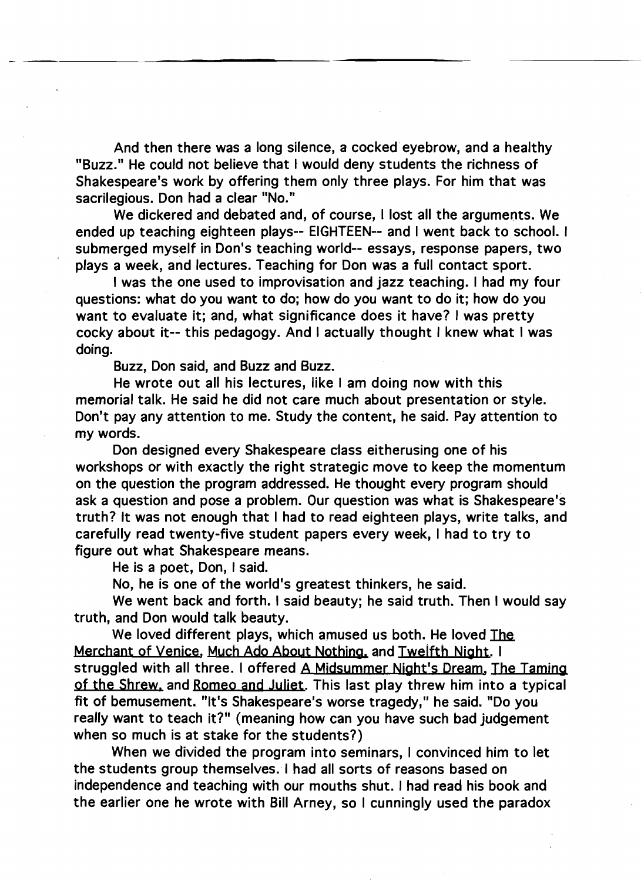And then there was a long silence, a cocked eyebrow, and a healthy "Buzz." He could not believe that I would deny students the richness of Shakespeare's work by offering them only three plays. For him that was sacrilegious. Don had a clear "No."

We dickered and debated and, of course, I lost all the arguments. We ended up teaching eighteen plays-- EIGHTEEN-- and I went back to school. I submerged myself in Don's teaching world-- essays, response papers, two plays a week, and lectures. Teaching for Don was a full contact sport.

I was the one used to improvisation and jazz teaching. I had my four questions: what do you want to do; how do you want to do it; how do you want to evaluate it; and, what significance does it have? I was pretty cocky about it-- this pedagogy. And I actually thought I knew what I was doing.

Buzz, Don said, and Buzz and Buzz.

He wrote out all his lectures, like I am doing now with this memorial talk. He said he did not care much about presentation or style. Don't pay any attention to me. Study the content, he said. Pay attention to my words.

Don designed every Shakespeare class eitherusing one of his workshops or with exactly the right strategic move to keep the momentum on the question the program addressed. He thought every program should ask a question and pose a problem. Our question was what is Shakespeare's truth? It was not enough that I had to read eighteen plays, write talks, and carefully read twenty-five student papers every week, I had to try to figure out what Shakespeare means.

He is a poet, Don, I said.

No, he is one of the world's greatest thinkers, he said.

We went back and forth. I said beauty; he said truth. Then I would say truth, and Don would talk beauty.

We loved different plays, which amused us both. He loved The Merchant of Venice, Much Ado About Nothing, and Twelfth Night. I struggled with all three. I offered A Midsummer Night's Dream, The Taming of the Shrew, and Romeo and Juliet. This last play threw him into a typical fit of bemusement. "It's Shakespeare's worse tragedy," he said. "Do you really want to teach it?" (meaning how can you have such bad judgement when so much is at stake for the students?)

When we divided the program into seminars, I convinced him to let the students group themselves. I had all sorts of reasons based on independence and teaching with our mouths shut. I had read his book and the earlier one he wrote with Bill Arney, so I cunningly used the paradox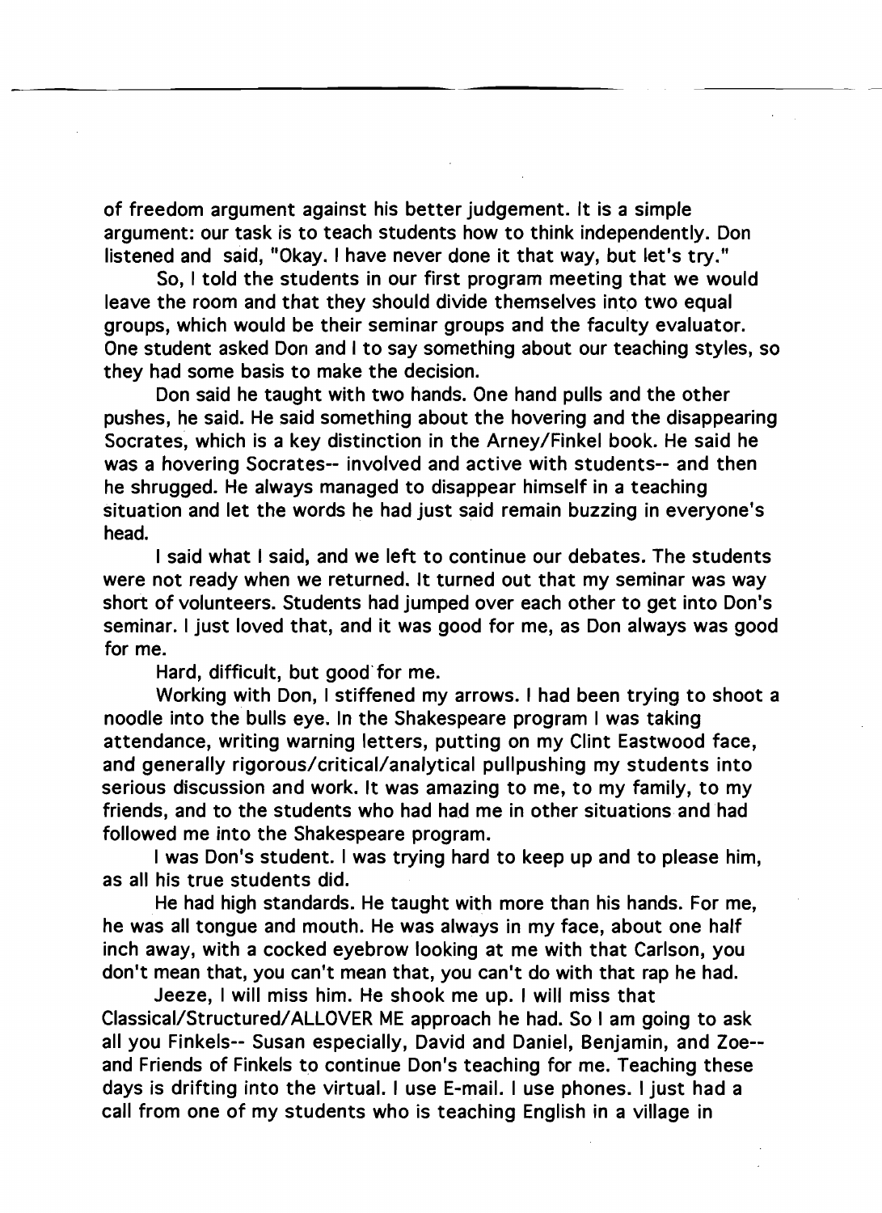of freedom argument against his better judgement. It is a simple argument: our task is to teach students how to think independently. Don listened and said, "Okay. I have never done it that way, but let's try."

So, I told the students in our first program meeting that we would leave the room and that they should divide themselves into two equal groups, which would be their seminar groups and the faculty evaluator. One student asked Don and I to say something about our teaching styles, so they had some basis to make the decision.

Don said he taught with two hands. One hand pulls and the other pushes, he said. He said something about the hovering and the disappearing Socrates, which is a key distinction in the Arney/Finkel book. He said he was a hovering Socrates-- involved and active with students-- and then he shrugged. He always managed to disappear himself in a teaching situation and let the words he had just said remain buzzing in everyone's head.

I said what I said, and we left to continue our debates. The students were not ready when we returned. It turned out that my seminar was way short of volunteers. Students had jumped over each other to get into Don's seminar. I just loved that, and it was good for me, as Don always was good for me.

Hard, difficult, but good for me.

Working with Don, I stiffened my arrows. I had been trying to shoot a noodle into the bulls eye. In the Shakespeare program I was taking attendance, writing warning letters, putting on my Clint Eastwood face, and generally rigorous/critical/analytical pullpushing my students into serious discussion and work. It was amazing to me, to my family, to my friends, and to the students who had had me in other situations and had followed me into the Shakespeare program.

I was Don's student. I was trying hard to keep up and to please him, as all his true students did.

He had high standards. He taught with more than his hands. For me, he was all tongue and mouth. He was always in my face, about one half inch away, with a cocked eyebrow looking at me with that Carlson, you don't mean that, you can't mean that, you can't do with that rap he had.

Jeeze, I will miss him. He shook me up. I will miss that Classical/Structured/ALLOVER ME approach he had. So I am going to ask all you Finkels-- Susan especially, David and Daniel, Benjamin, and Zoe-- and Friends of Finkels to continue Don's teaching for me. Teaching these days is drifting into the virtual. I use E-mail. I use phones. I just had a call from one of my students who is teaching English in a village in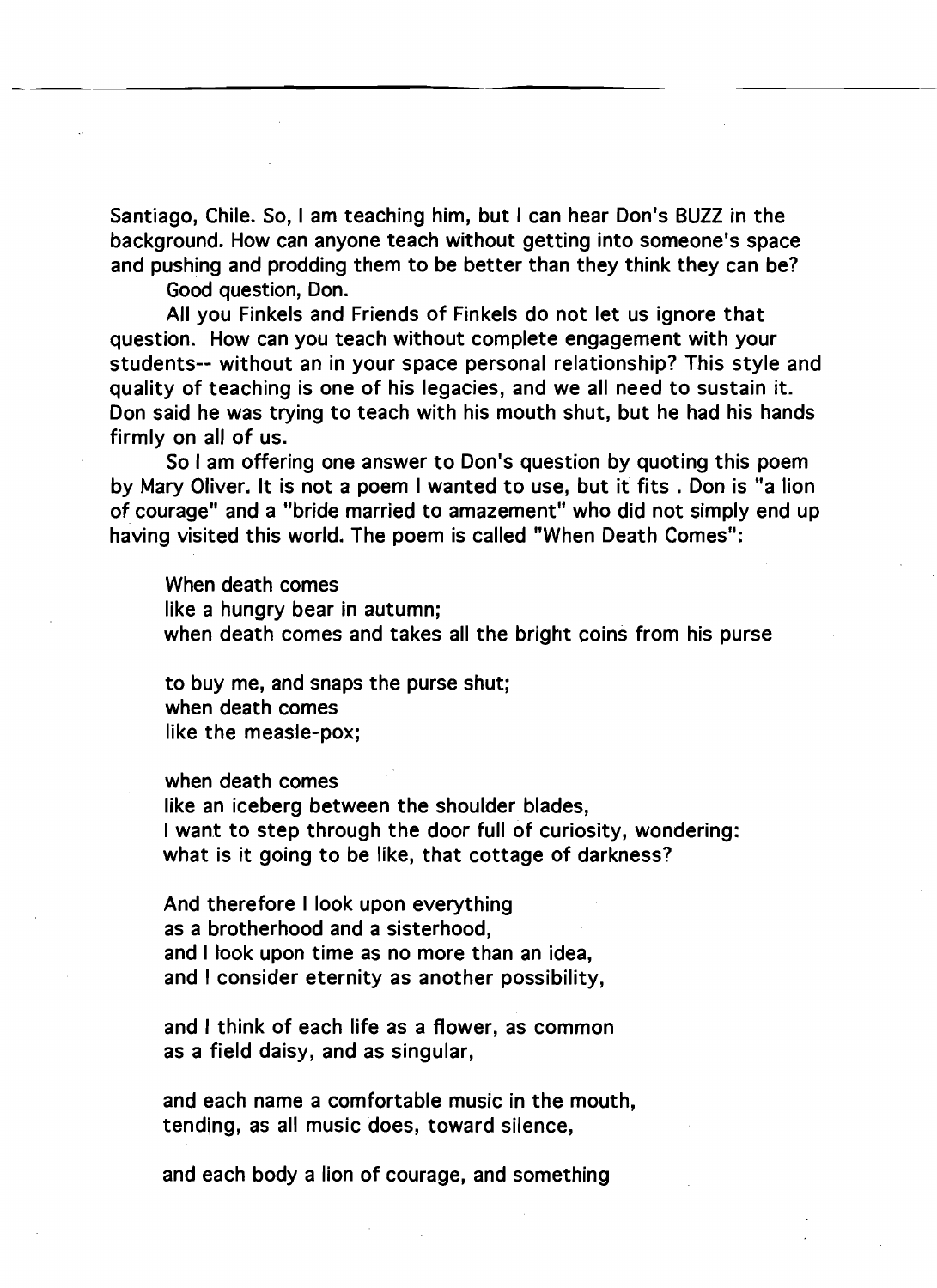Santiago, Chile. So, I am teaching him, but I can hear Don's BUZZ in the background. How can anyone teach without getting into someone's space and pushing and prodding them to be better than they think they can be?

Good question, Don.

All you Finkels and Friends of Finkels do not let us ignore that question. How can you teach without complete engagement with your students-- without an in your space personal relationship? This style and quality of teaching is one of his legacies, and we all need to sustain it. Don said he was trying to teach with his mouth shut, but he had his hands firmly on all of us.

So I am offering one answer to Don's question by quoting this poem by Mary Oliver. It is not a poem I wanted to use, but it fits . Don is "a lion of courage" and a "bride married to amazement" who did not simply end up having visited this world. The poem is called "When Death Comes":

> When death comes
> like a hungry bear in autumn;
> when death comes and takes all the bright coins from his purse
>
> to buy me, and snaps the purse shut;
> when death comes
> like the measle-pox;
>
> when death comes
> like an iceberg between the shoulder blades,
> I want to step through the door full of curiosity, wondering:
> what is it going to be like, that cottage of darkness?
>
> And therefore I look upon everything
> as a brotherhood and a sisterhood,
> and I look upon time as no more than an idea,
> and I consider eternity as another possibility,
>
> and I think of each life as a flower, as common
> as a field daisy, and as singular,
>
> and each name a comfortable music in the mouth,
> tending, as all music does, toward silence,
>
> and each body a lion of courage, and something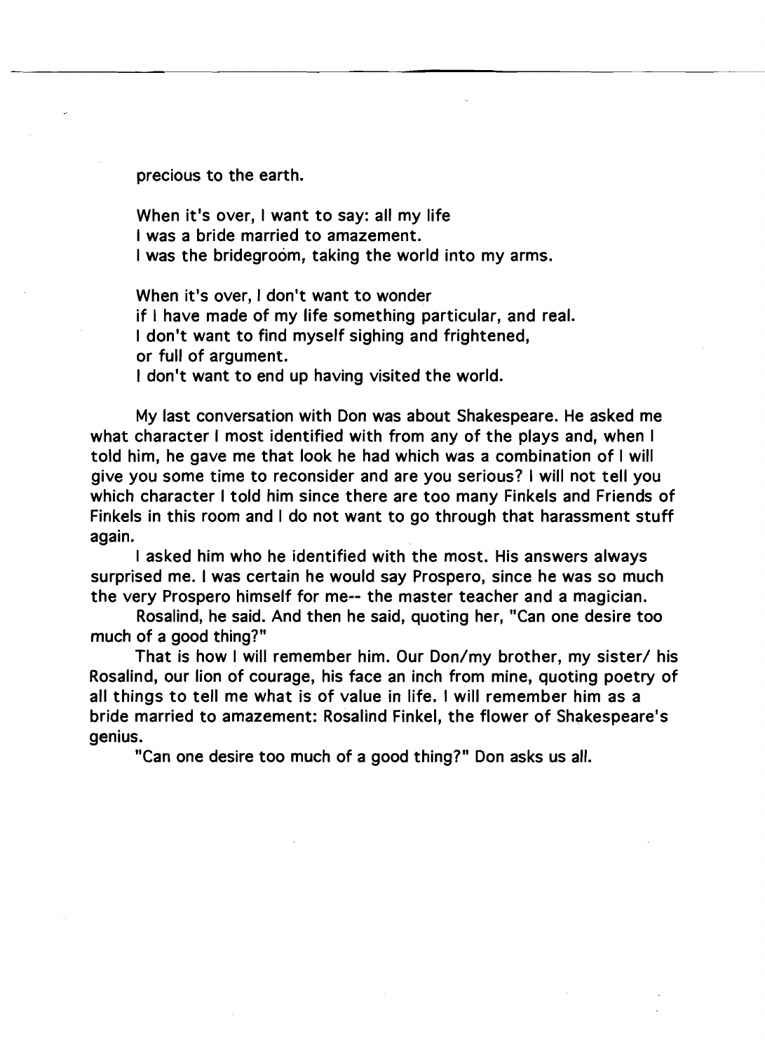precious to the earth.

When it's over, I want to say: all my life  
I was a bride married to amazement.  
I was the bridegroom, taking the world into my arms.

When it's over, I don't want to wonder  
if I have made of my life something particular, and real.  
I don't want to find myself sighing and frightened,  
or full of argument.  
I don't want to end up having visited the world.

My last conversation with Don was about Shakespeare. He asked me what character I most identified with from any of the plays and, when I told him, he gave me that look he had which was a combination of I will give you some time to reconsider and are you serious? I will not tell you which character I told him since there are too many Finkels and Friends of Finkels in this room and I do not want to go through that harassment stuff again.

I asked him who he identified with the most. His answers always surprised me. I was certain he would say Prospero, since he was so much the very Prospero himself for me-- the master teacher and a magician.

Rosalind, he said. And then he said, quoting her, "Can one desire too much of a good thing?"

That is how I will remember him. Our Don/my brother, my sister/ his Rosalind, our lion of courage, his face an inch from mine, quoting poetry of all things to tell me what is of value in life. I will remember him as a bride married to amazement: Rosalind Finkel, the flower of Shakespeare's genius.

"Can one desire too much of a good thing?" Don asks us all.